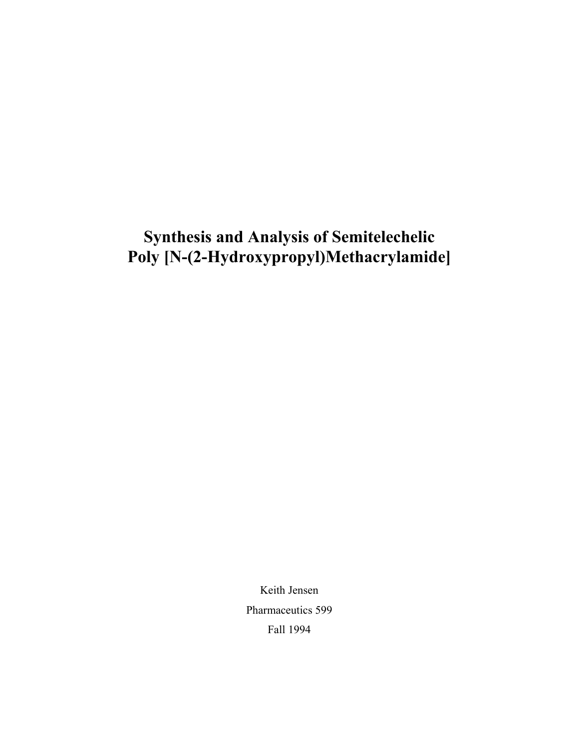# Synthesis and Analysis of Semitelechelic Poly [N-(2-Hydroxypropyl)Methacrylamide]

Keith Jensen

Pharmaceutics 599

Fall 1994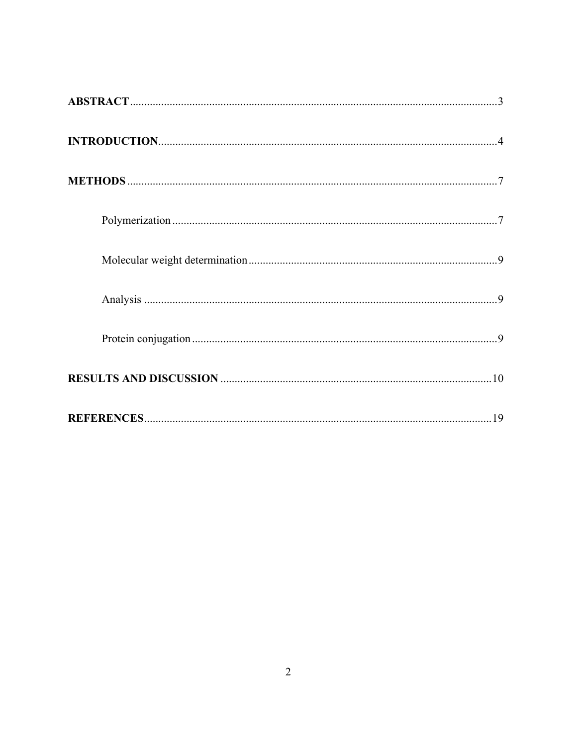**ABSTRACT** .................................................................................................................. 3

**INTRODUCTION** ........................................................................................................ 4

**METHODS** .................................................................................................................. 7

Polymerization .................................................................................................... 7

Molecular weight determination ........................................................................ 9

Analysis ............................................................................................................. 9

Protein conjugation ............................................................................................ 9

**RESULTS AND DISCUSSION** ................................................................................ 10

**REFERENCES** ........................................................................................................... 19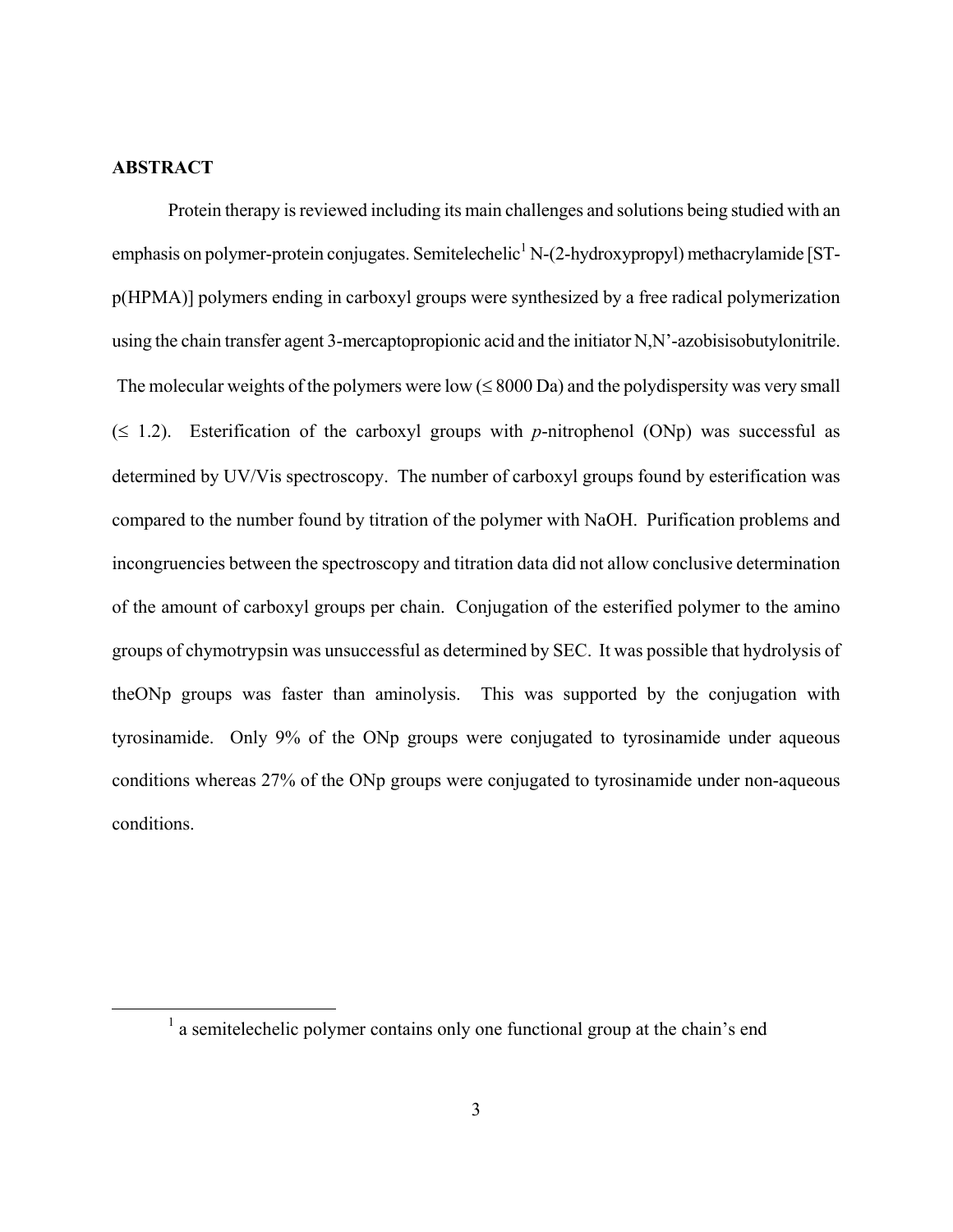**ABSTRACT**

Protein therapy is reviewed including its main challenges and solutions being studied with an emphasis on polymer-protein conjugates. Semitelechelic[1] N-(2-hydroxypropyl) methacrylamide [ST-p(HPMA)] polymers ending in carboxyl groups were synthesized by a free radical polymerization using the chain transfer agent 3-mercaptopropionic acid and the initiator N,N'-azobisisobutylonitrile. The molecular weights of the polymers were low ($\leq$ 8000 Da) and the polydispersity was very small ($\leq$ 1.2). Esterification of the carboxyl groups with *p*-nitrophenol (ONp) was successful as determined by UV/Vis spectroscopy. The number of carboxyl groups found by esterification was compared to the number found by titration of the polymer with NaOH. Purification problems and incongruencies between the spectroscopy and titration data did not allow conclusive determination of the amount of carboxyl groups per chain. Conjugation of the esterified polymer to the amino groups of chymotrypsin was unsuccessful as determined by SEC. It was possible that hydrolysis of theONp groups was faster than aminolysis. This was supported by the conjugation with tyrosinamide. Only 9% of the ONp groups were conjugated to tyrosinamide under aqueous conditions whereas 27% of the ONp groups were conjugated to tyrosinamide under non-aqueous conditions.

[1] a semitelechelic polymer contains only one functional group at the chain's end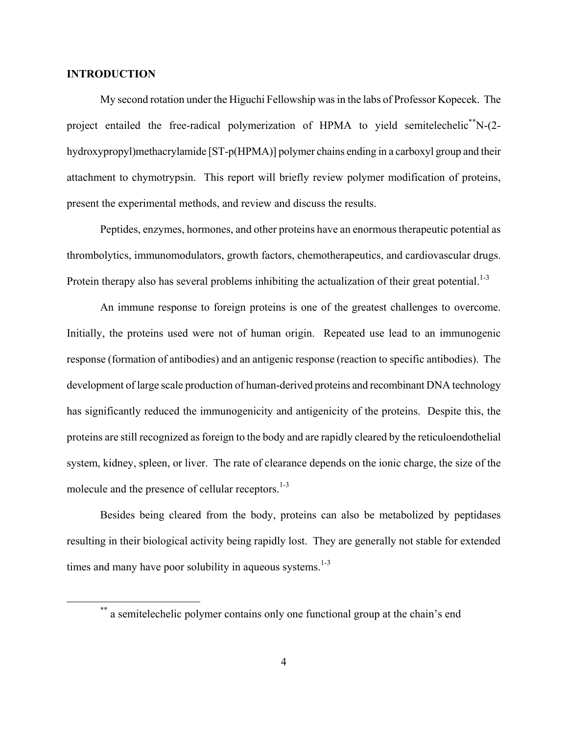## INTRODUCTION

My second rotation under the Higuchi Fellowship was in the labs of Professor Kopecek. The project entailed the free-radical polymerization of HPMA to yield semitelechelic[**] N-(2-hydroxypropyl)methacrylamide [ST-p(HPMA)] polymer chains ending in a carboxyl group and their attachment to chymotrypsin. This report will briefly review polymer modification of proteins, present the experimental methods, and review and discuss the results.

Peptides, enzymes, hormones, and other proteins have an enormous therapeutic potential as thrombolytics, immunomodulators, growth factors, chemotherapeutics, and cardiovascular drugs. Protein therapy also has several problems inhibiting the actualization of their great potential.[1-3]

An immune response to foreign proteins is one of the greatest challenges to overcome. Initially, the proteins used were not of human origin. Repeated use lead to an immunogenic response (formation of antibodies) and an antigenic response (reaction to specific antibodies). The development of large scale production of human-derived proteins and recombinant DNA technology has significantly reduced the immunogenicity and antigenicity of the proteins. Despite this, the proteins are still recognized as foreign to the body and are rapidly cleared by the reticuloendothelial system, kidney, spleen, or liver. The rate of clearance depends on the ionic charge, the size of the molecule and the presence of cellular receptors.[1-3]

Besides being cleared from the body, proteins can also be metabolized by peptidases resulting in their biological activity being rapidly lost. They are generally not stable for extended times and many have poor solubility in aqueous systems.[1-3]

---

[**] a semitelechelic polymer contains only one functional group at the chain's end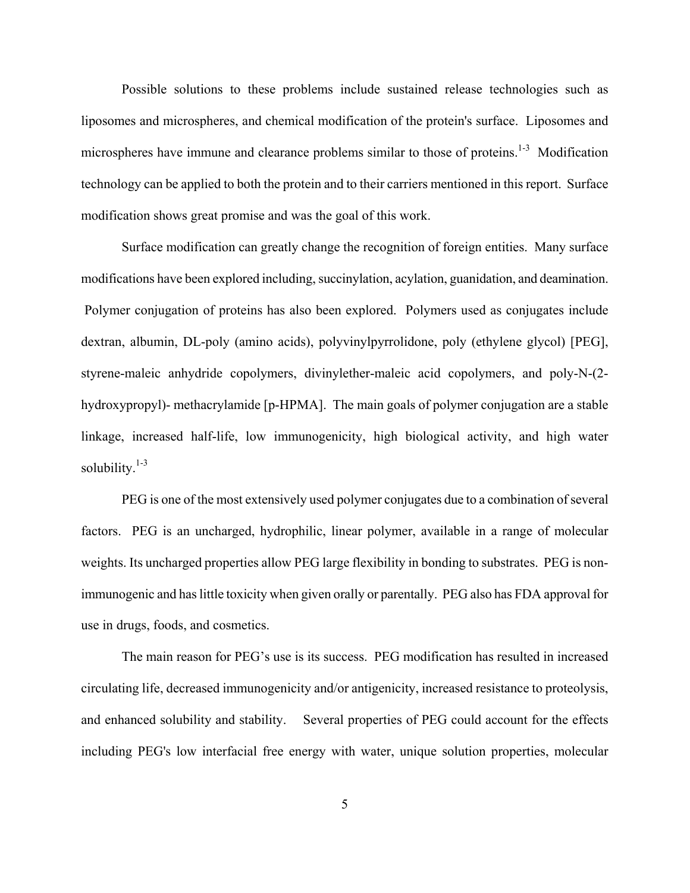Possible solutions to these problems include sustained release technologies such as liposomes and microspheres, and chemical modification of the protein's surface. Liposomes and microspheres have immune and clearance problems similar to those of proteins.[1-3] Modification technology can be applied to both the protein and to their carriers mentioned in this report. Surface modification shows great promise and was the goal of this work.

Surface modification can greatly change the recognition of foreign entities. Many surface modifications have been explored including, succinylation, acylation, guanidation, and deamination. Polymer conjugation of proteins has also been explored. Polymers used as conjugates include dextran, albumin, DL-poly (amino acids), polyvinylpyrrolidone, poly (ethylene glycol) [PEG], styrene-maleic anhydride copolymers, divinylether-maleic acid copolymers, and poly-N-(2-hydroxypropyl)- methacrylamide [p-HPMA]. The main goals of polymer conjugation are a stable linkage, increased half-life, low immunogenicity, high biological activity, and high water solubility.[1-3]

PEG is one of the most extensively used polymer conjugates due to a combination of several factors. PEG is an uncharged, hydrophilic, linear polymer, available in a range of molecular weights. Its uncharged properties allow PEG large flexibility in bonding to substrates. PEG is non-immunogenic and has little toxicity when given orally or parentally. PEG also has FDA approval for use in drugs, foods, and cosmetics.

The main reason for PEG's use is its success. PEG modification has resulted in increased circulating life, decreased immunogenicity and/or antigenicity, increased resistance to proteolysis, and enhanced solubility and stability. Several properties of PEG could account for the effects including PEG's low interfacial free energy with water, unique solution properties, molecular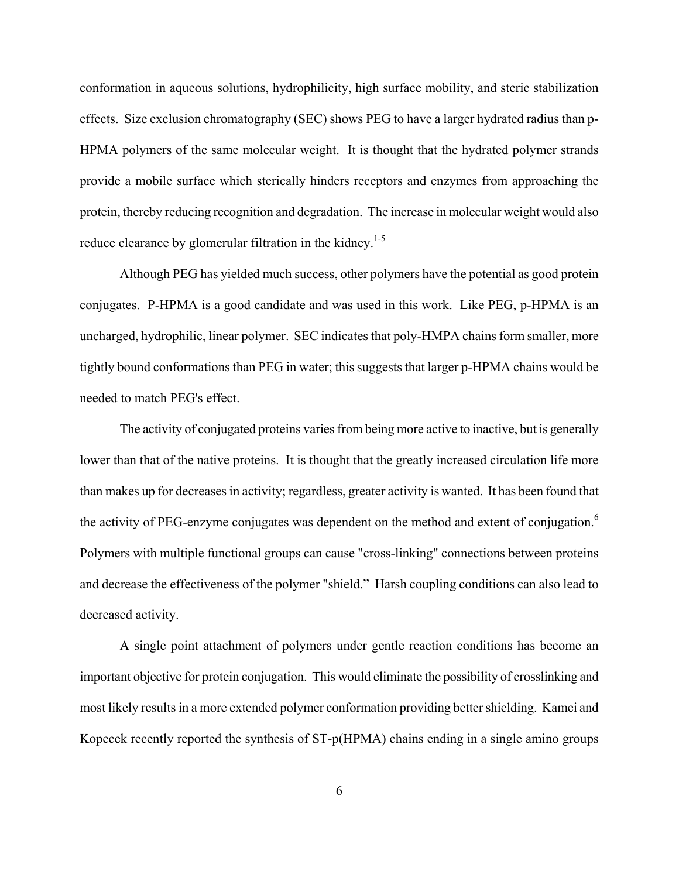conformation in aqueous solutions, hydrophilicity, high surface mobility, and steric stabilization effects. Size exclusion chromatography (SEC) shows PEG to have a larger hydrated radius than p-HPMA polymers of the same molecular weight. It is thought that the hydrated polymer strands provide a mobile surface which sterically hinders receptors and enzymes from approaching the protein, thereby reducing recognition and degradation. The increase in molecular weight would also reduce clearance by glomerular filtration in the kidney.[1-5]

Although PEG has yielded much success, other polymers have the potential as good protein conjugates. P-HPMA is a good candidate and was used in this work. Like PEG, p-HPMA is an uncharged, hydrophilic, linear polymer. SEC indicates that poly-HMPA chains form smaller, more tightly bound conformations than PEG in water; this suggests that larger p-HPMA chains would be needed to match PEG's effect.

The activity of conjugated proteins varies from being more active to inactive, but is generally lower than that of the native proteins. It is thought that the greatly increased circulation life more than makes up for decreases in activity; regardless, greater activity is wanted. It has been found that the activity of PEG-enzyme conjugates was dependent on the method and extent of conjugation.[6] Polymers with multiple functional groups can cause "cross-linking" connections between proteins and decrease the effectiveness of the polymer "shield." Harsh coupling conditions can also lead to decreased activity.

A single point attachment of polymers under gentle reaction conditions has become an important objective for protein conjugation. This would eliminate the possibility of crosslinking and most likely results in a more extended polymer conformation providing better shielding. Kamei and Kopecek recently reported the synthesis of ST-p(HPMA) chains ending in a single amino groups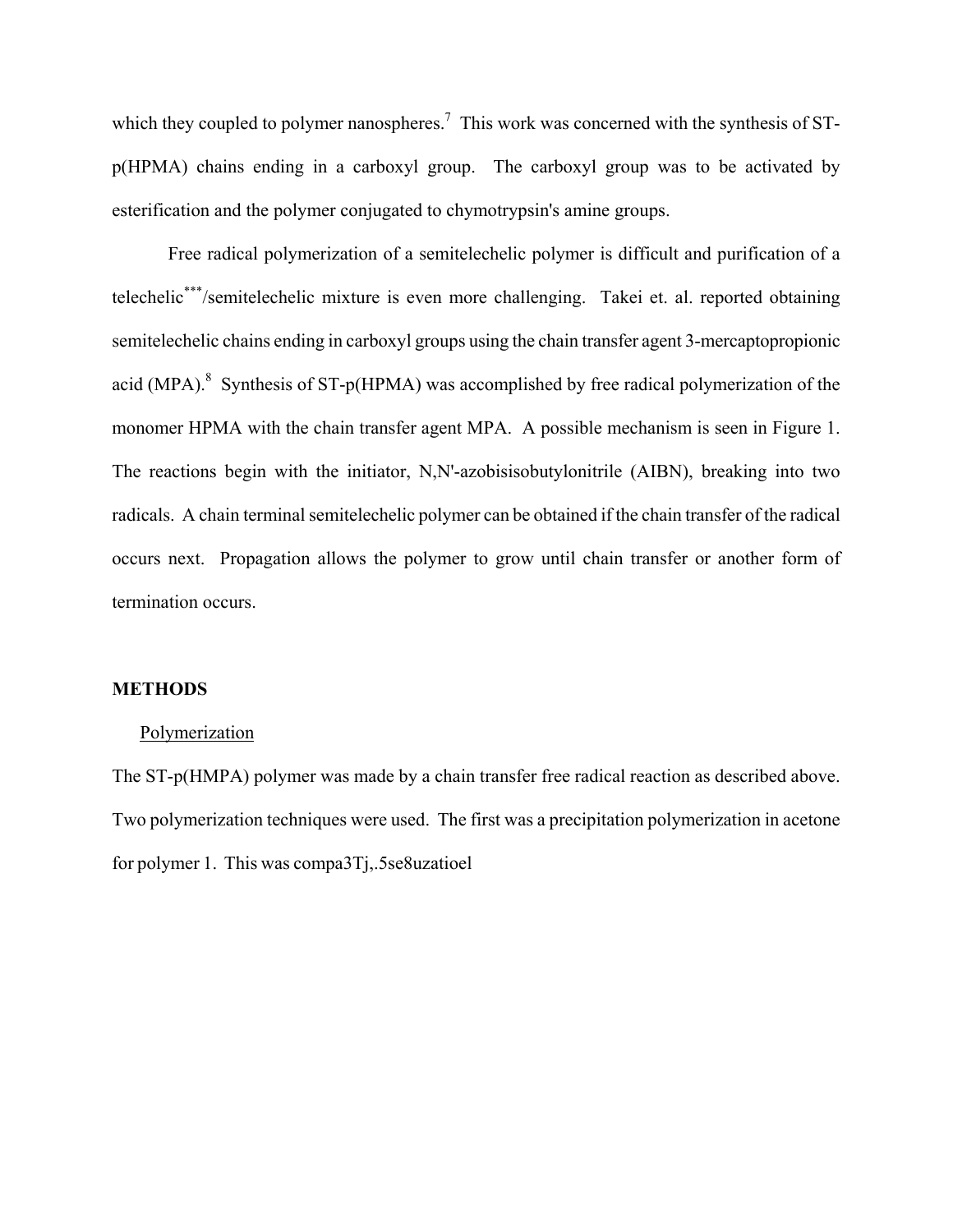which they coupled to polymer nanospheres.[7] This work was concerned with the synthesis of ST-p(HPMA) chains ending in a carboxyl group. The carboxyl group was to be activated by esterification and the polymer conjugated to chymotrypsin's amine groups.

Free radical polymerization of a semitelechelic polymer is difficult and purification of a telechelic[***]/semitelechelic mixture is even more challenging. Takei et. al. reported obtaining semitelechelic chains ending in carboxyl groups using the chain transfer agent 3-mercaptopropionic acid (MPA).[8] Synthesis of ST-p(HPMA) was accomplished by free radical polymerization of the monomer HPMA with the chain transfer agent MPA. A possible mechanism is seen in Figure 1. The reactions begin with the initiator, N,N'-azobisisobutylonitrile (AIBN), breaking into two radicals. A chain terminal semitelechelic polymer can be obtained if the chain transfer of the radical occurs next. Propagation allows the polymer to grow until chain transfer or another form of termination occurs.

## METHODS

### Polymerization

The ST-p(HMPA) polymer was made by a chain transfer free radical reaction as described above. Two polymerization techniques were used. The first was a precipitation polymerization in acetone for polymer 1. This was compa3Tj,.5se8uzatioel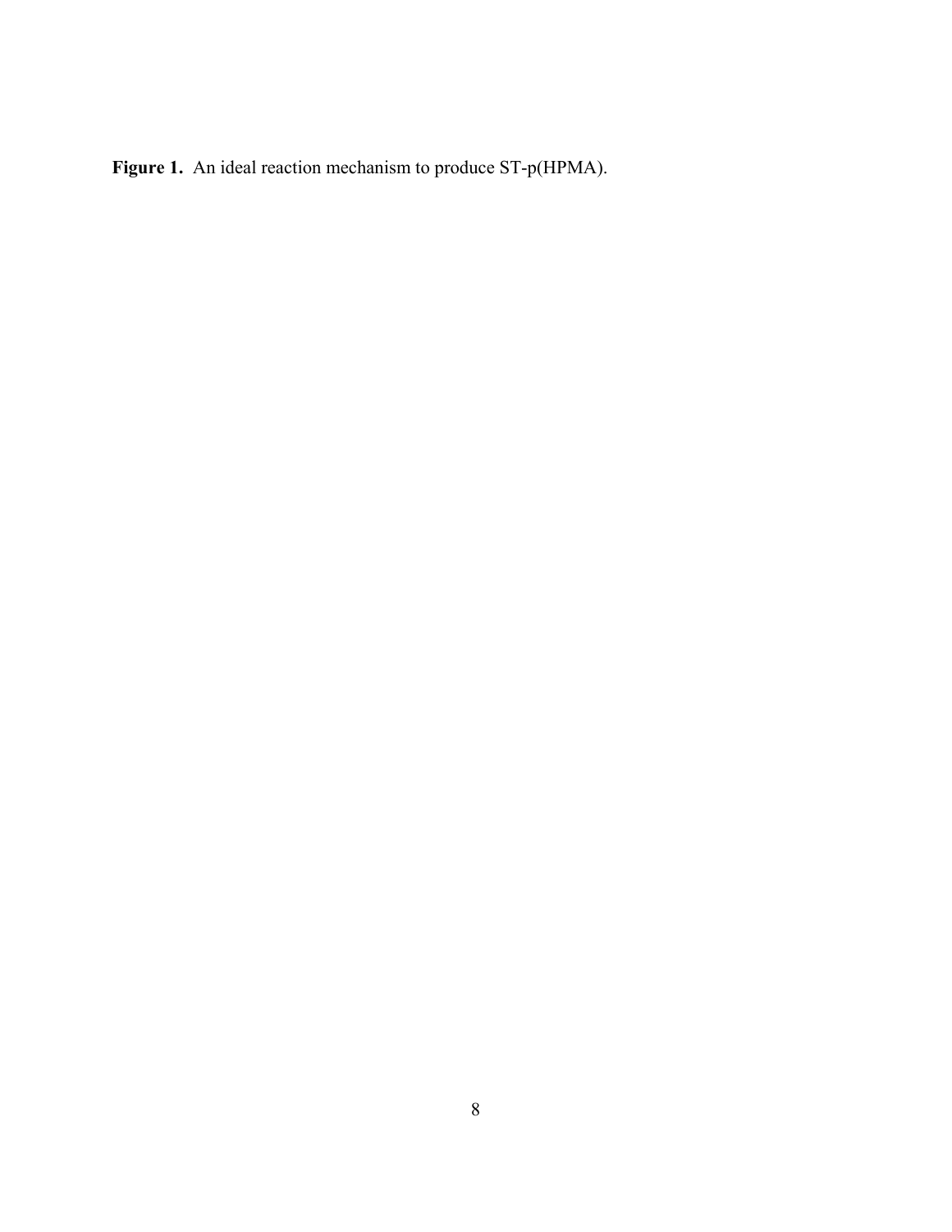**Figure 1.** An ideal reaction mechanism to produce ST-p(HPMA).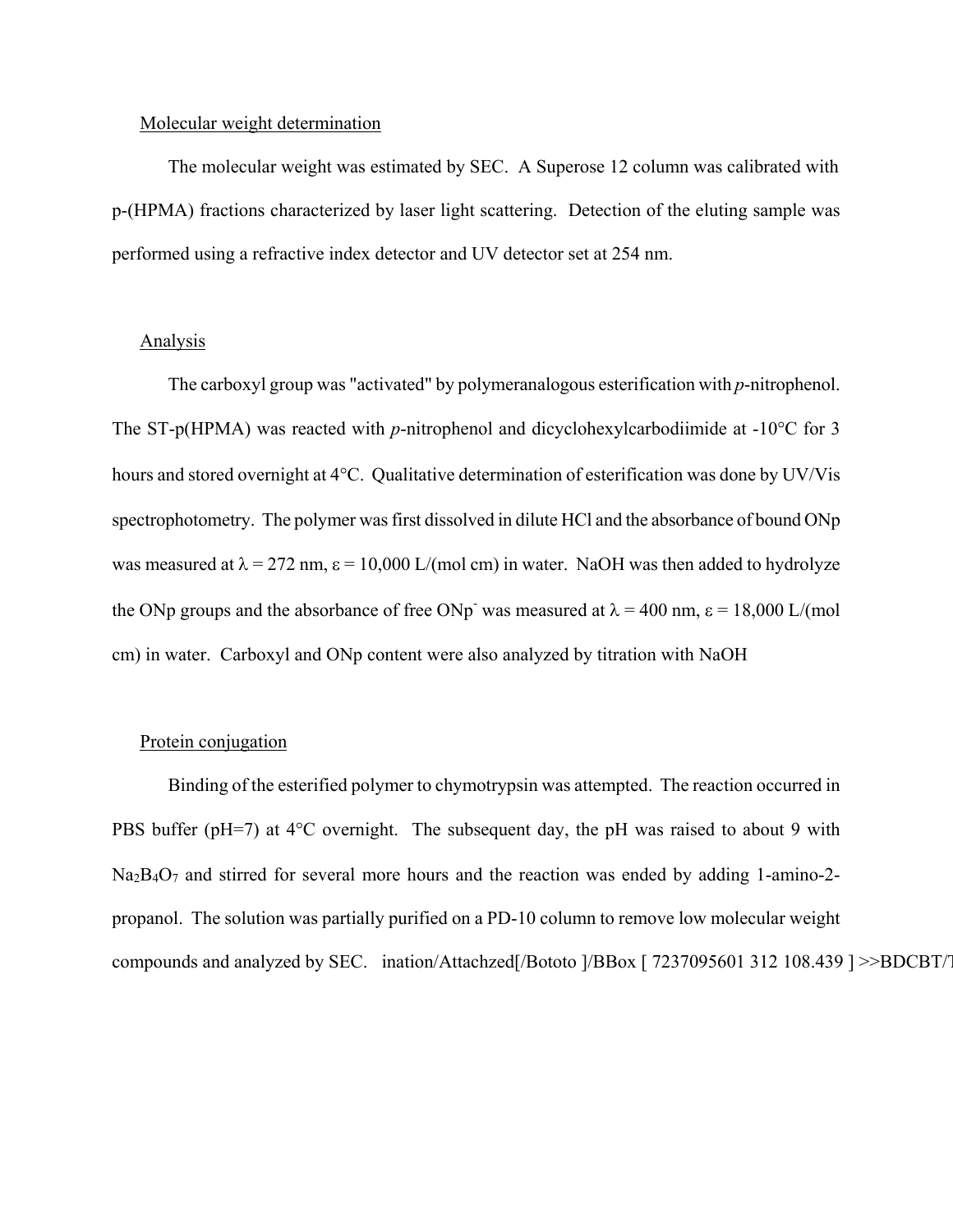Molecular weight determination

The molecular weight was estimated by SEC. A Superose 12 column was calibrated with p-(HPMA) fractions characterized by laser light scattering. Detection of the eluting sample was performed using a refractive index detector and UV detector set at 254 nm.

Analysis

The carboxyl group was "activated" by polymeranalogous esterification with *p*-nitrophenol. The ST-p(HPMA) was reacted with *p*-nitrophenol and dicyclohexylcarbodiimide at -10°C for 3 hours and stored overnight at 4°C. Qualitative determination of esterification was done by UV/Vis spectrophotometry. The polymer was first dissolved in dilute HCl and the absorbance of bound ONp was measured at $\lambda$ = 272 nm, $\varepsilon$ = 10,000 L/(mol cm) in water. NaOH was then added to hydrolyze the ONp groups and the absorbance of free $ONp^-$ was measured at $\lambda$ = 400 nm, $\varepsilon$ = 18,000 L/(mol cm) in water. Carboxyl and ONp content were also analyzed by titration with NaOH

Protein conjugation

Binding of the esterified polymer to chymotrypsin was attempted. The reaction occurred in PBS buffer (pH=7) at 4°C overnight. The subsequent day, the pH was raised to about 9 with $Na_2B_4O_7$ and stirred for several more hours and the reaction was ended by adding 1-amino-2-propanol. The solution was partially purified on a PD-10 column to remove low molecular weight compounds and analyzed by SEC. ination/Attachzed[/Bototo ]/BBox [ 7237095601 312 108.439 ] >>BDCBT/T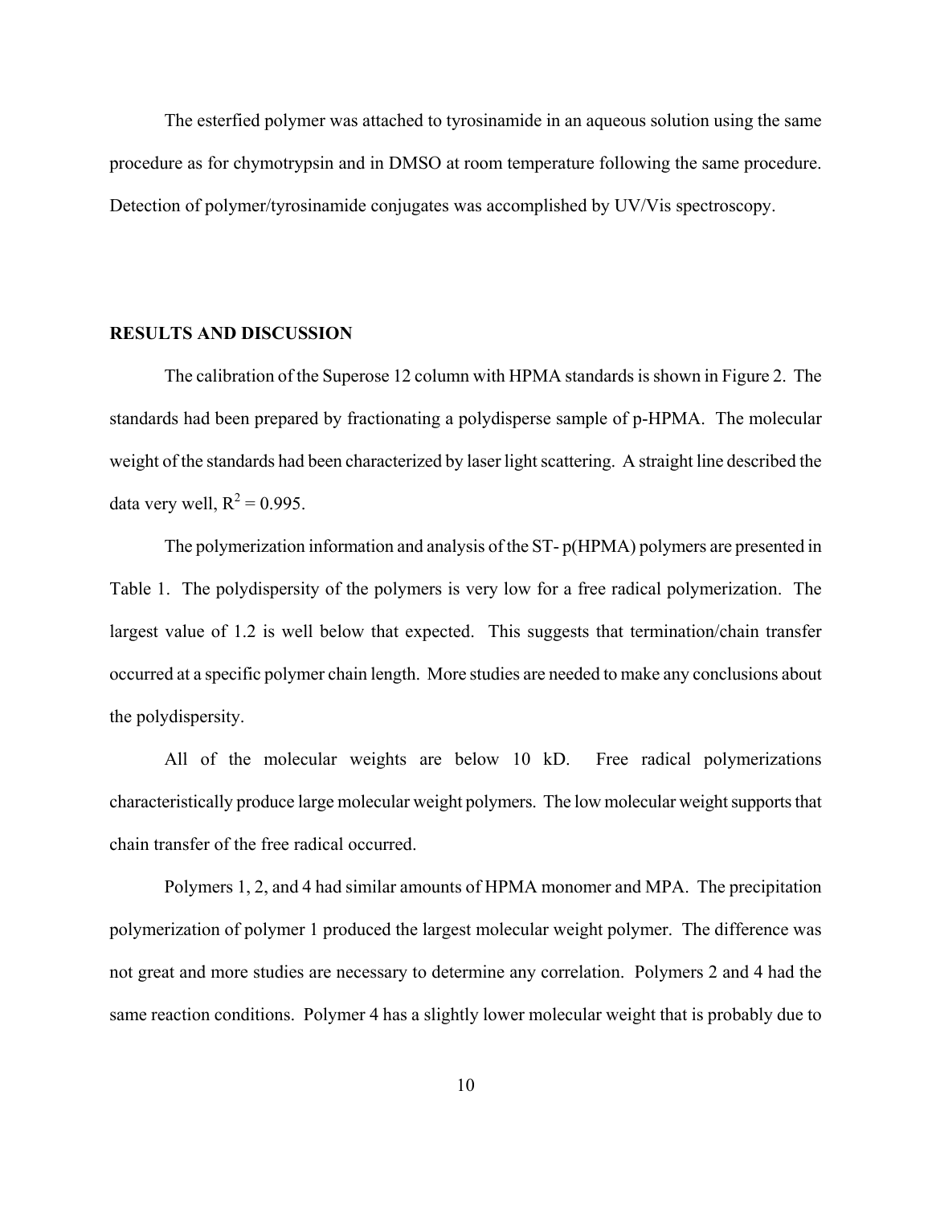The esterfied polymer was attached to tyrosinamide in an aqueous solution using the same procedure as for chymotrypsin and in DMSO at room temperature following the same procedure. Detection of polymer/tyrosinamide conjugates was accomplished by UV/Vis spectroscopy.

## RESULTS AND DISCUSSION

The calibration of the Superose 12 column with HPMA standards is shown in Figure 2. The standards had been prepared by fractionating a polydisperse sample of p-HPMA. The molecular weight of the standards had been characterized by laser light scattering. A straight line described the data very well, $R^2 = 0.995$.

The polymerization information and analysis of the ST- p(HPMA) polymers are presented in Table 1. The polydispersity of the polymers is very low for a free radical polymerization. The largest value of 1.2 is well below that expected. This suggests that termination/chain transfer occurred at a specific polymer chain length. More studies are needed to make any conclusions about the polydispersity.

All of the molecular weights are below 10 kD. Free radical polymerizations characteristically produce large molecular weight polymers. The low molecular weight supports that chain transfer of the free radical occurred.

Polymers 1, 2, and 4 had similar amounts of HPMA monomer and MPA. The precipitation polymerization of polymer 1 produced the largest molecular weight polymer. The difference was not great and more studies are necessary to determine any correlation. Polymers 2 and 4 had the same reaction conditions. Polymer 4 has a slightly lower molecular weight that is probably due to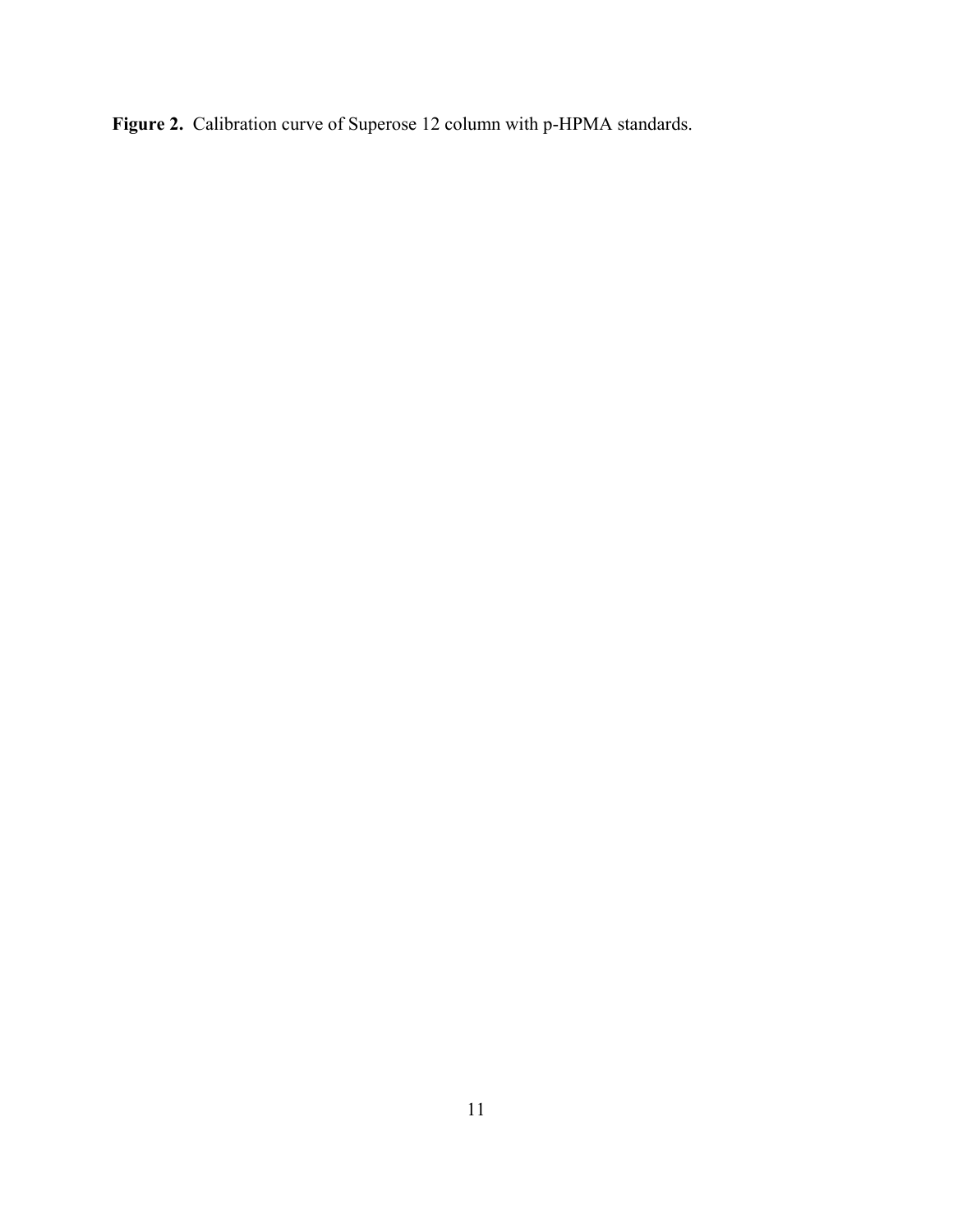**Figure 2.** Calibration curve of Superose 12 column with p-HPMA standards.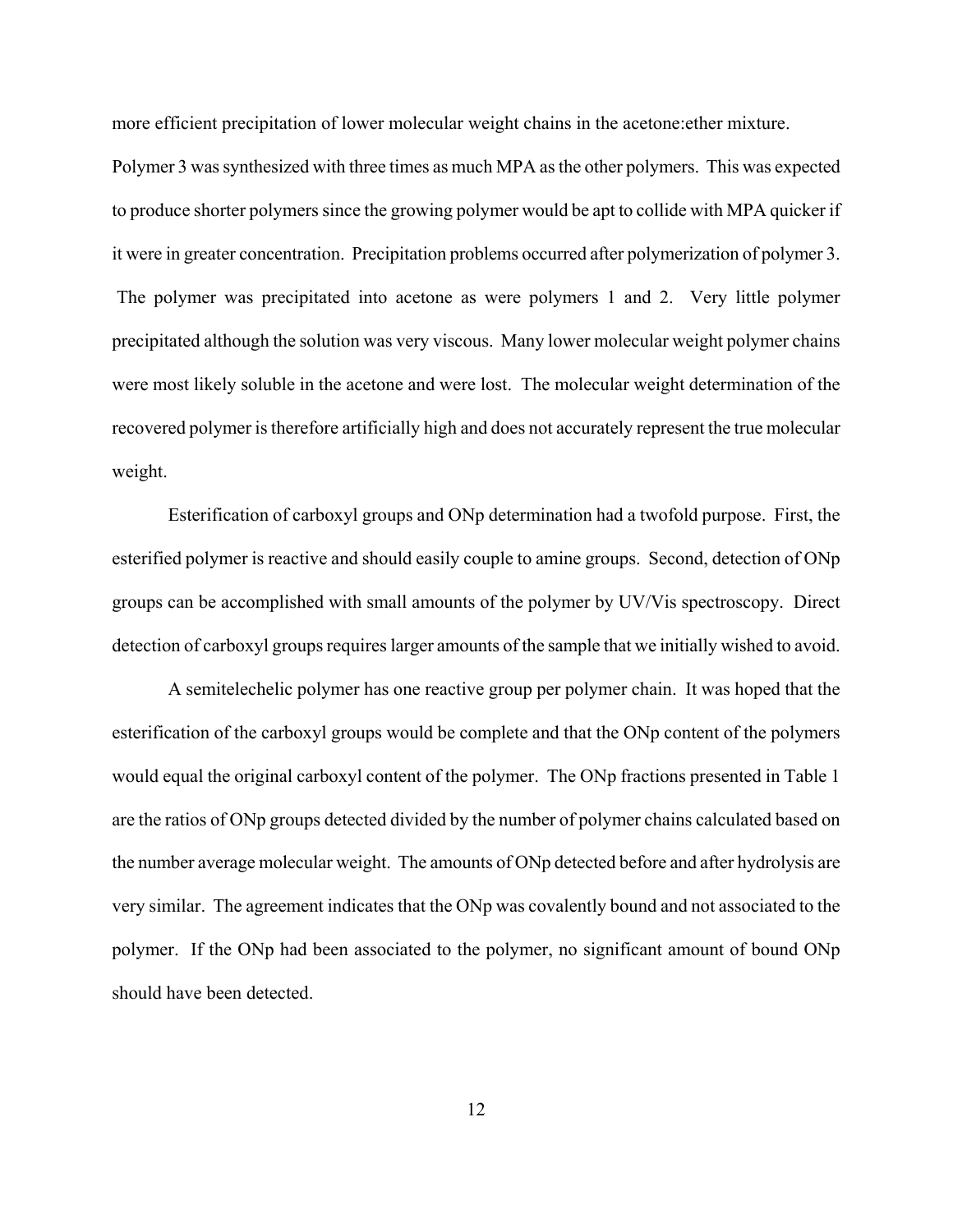more efficient precipitation of lower molecular weight chains in the acetone:ether mixture. Polymer 3 was synthesized with three times as much MPA as the other polymers. This was expected to produce shorter polymers since the growing polymer would be apt to collide with MPA quicker if it were in greater concentration. Precipitation problems occurred after polymerization of polymer 3. The polymer was precipitated into acetone as were polymers 1 and 2. Very little polymer precipitated although the solution was very viscous. Many lower molecular weight polymer chains were most likely soluble in the acetone and were lost. The molecular weight determination of the recovered polymer is therefore artificially high and does not accurately represent the true molecular weight.

Esterification of carboxyl groups and ONp determination had a twofold purpose. First, the esterified polymer is reactive and should easily couple to amine groups. Second, detection of ONp groups can be accomplished with small amounts of the polymer by UV/Vis spectroscopy. Direct detection of carboxyl groups requires larger amounts of the sample that we initially wished to avoid.

A semitelechelic polymer has one reactive group per polymer chain. It was hoped that the esterification of the carboxyl groups would be complete and that the ONp content of the polymers would equal the original carboxyl content of the polymer. The ONp fractions presented in Table 1 are the ratios of ONp groups detected divided by the number of polymer chains calculated based on the number average molecular weight. The amounts of ONp detected before and after hydrolysis are very similar. The agreement indicates that the ONp was covalently bound and not associated to the polymer. If the ONp had been associated to the polymer, no significant amount of bound ONp should have been detected.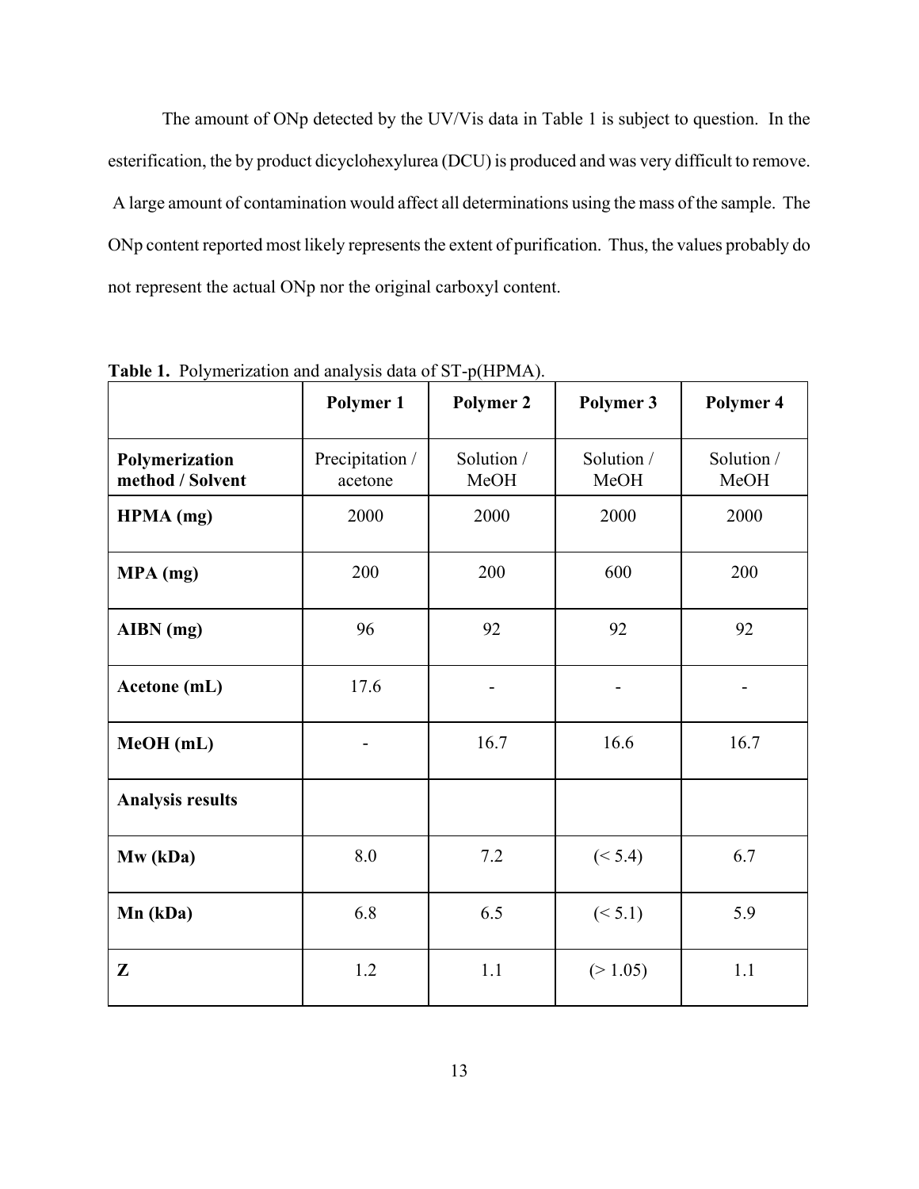The amount of ONp detected by the UV/Vis data in Table 1 is subject to question. In the esterification, the by product dicyclohexylurea (DCU) is produced and was very difficult to remove. A large amount of contamination would affect all determinations using the mass of the sample. The ONp content reported most likely represents the extent of purification. Thus, the values probably do not represent the actual ONp nor the original carboxyl content.

**Table 1.** Polymerization and analysis data of ST-p(HPMA).

| | **Polymer 1** | **Polymer 2** | **Polymer 3** | **Polymer 4** |
|---|---|---|---|---|
| **Polymerization method / Solvent** | Precipitation / acetone | Solution / MeOH | Solution / MeOH | Solution / MeOH |
| **HPMA (mg)** | 2000 | 2000 | 2000 | 2000 |
| **MPA (mg)** | 200 | 200 | 600 | 200 |
| **AIBN (mg)** | 96 | 92 | 92 | 92 |
| **Acetone (mL)** | 17.6 | - | - | - |
| **MeOH (mL)** | - | 16.7 | 16.6 | 16.7 |
| **Analysis results** | | | | |
| **Mw (kDa)** | 8.0 | 7.2 | (< 5.4) | 6.7 |
| **Mn (kDa)** | 6.8 | 6.5 | (< 5.1) | 5.9 |
| **Z** | 1.2 | 1.1 | (> 1.05) | 1.1 |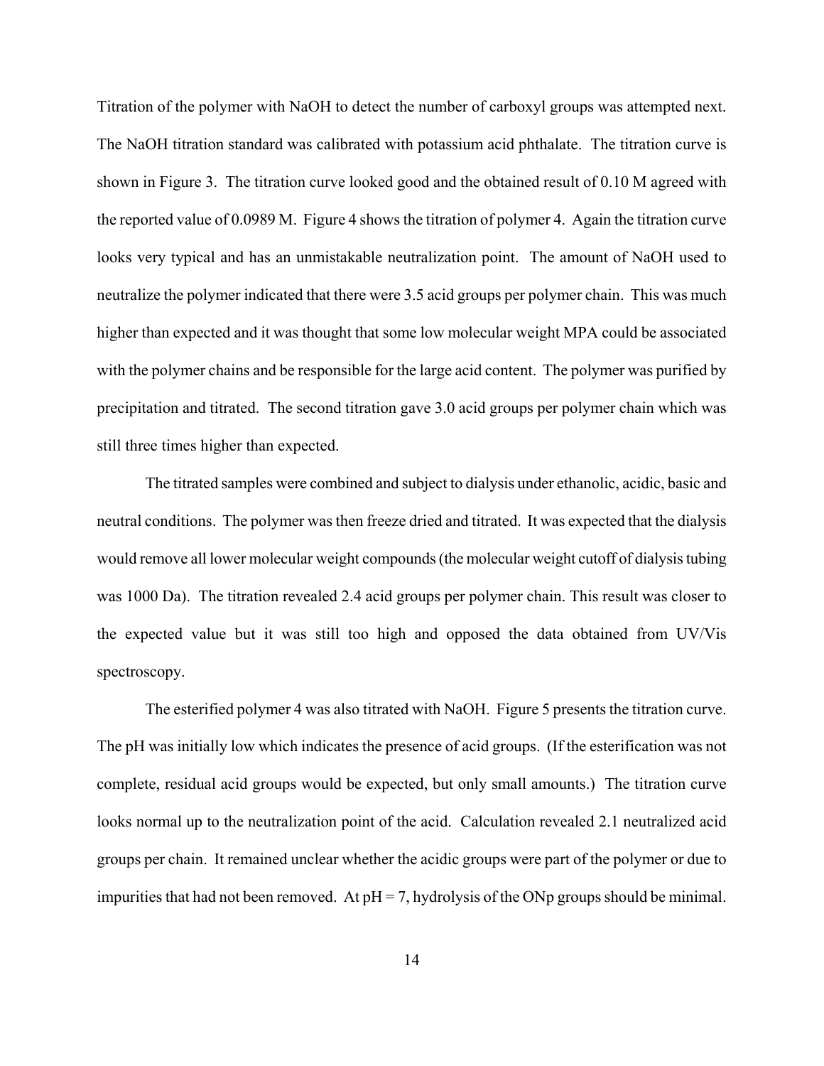Titration of the polymer with NaOH to detect the number of carboxyl groups was attempted next. The NaOH titration standard was calibrated with potassium acid phthalate. The titration curve is shown in Figure 3. The titration curve looked good and the obtained result of 0.10 M agreed with the reported value of 0.0989 M. Figure 4 shows the titration of polymer 4. Again the titration curve looks very typical and has an unmistakable neutralization point. The amount of NaOH used to neutralize the polymer indicated that there were 3.5 acid groups per polymer chain. This was much higher than expected and it was thought that some low molecular weight MPA could be associated with the polymer chains and be responsible for the large acid content. The polymer was purified by precipitation and titrated. The second titration gave 3.0 acid groups per polymer chain which was still three times higher than expected.

The titrated samples were combined and subject to dialysis under ethanolic, acidic, basic and neutral conditions. The polymer was then freeze dried and titrated. It was expected that the dialysis would remove all lower molecular weight compounds (the molecular weight cutoff of dialysis tubing was 1000 Da). The titration revealed 2.4 acid groups per polymer chain. This result was closer to the expected value but it was still too high and opposed the data obtained from UV/Vis spectroscopy.

The esterified polymer 4 was also titrated with NaOH. Figure 5 presents the titration curve. The pH was initially low which indicates the presence of acid groups. (If the esterification was not complete, residual acid groups would be expected, but only small amounts.) The titration curve looks normal up to the neutralization point of the acid. Calculation revealed 2.1 neutralized acid groups per chain. It remained unclear whether the acidic groups were part of the polymer or due to impurities that had not been removed. At pH = 7, hydrolysis of the ONp groups should be minimal.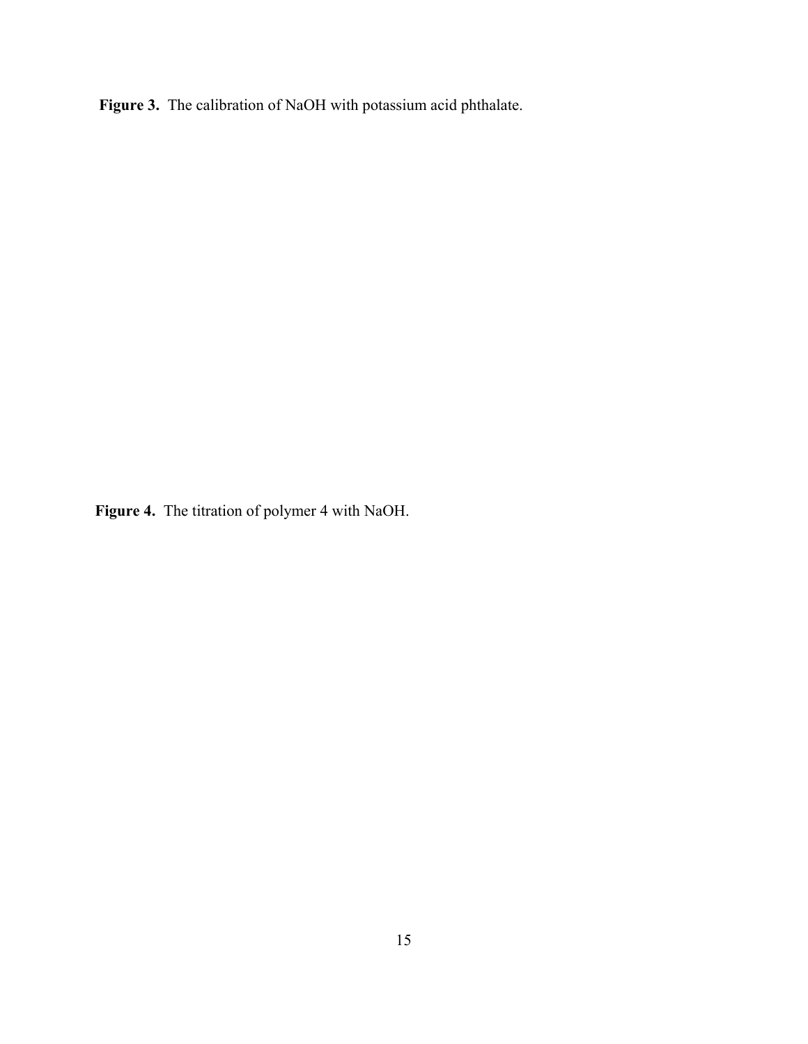**Figure 3.** The calibration of NaOH with potassium acid phthalate.

**Figure 4.** The titration of polymer 4 with NaOH.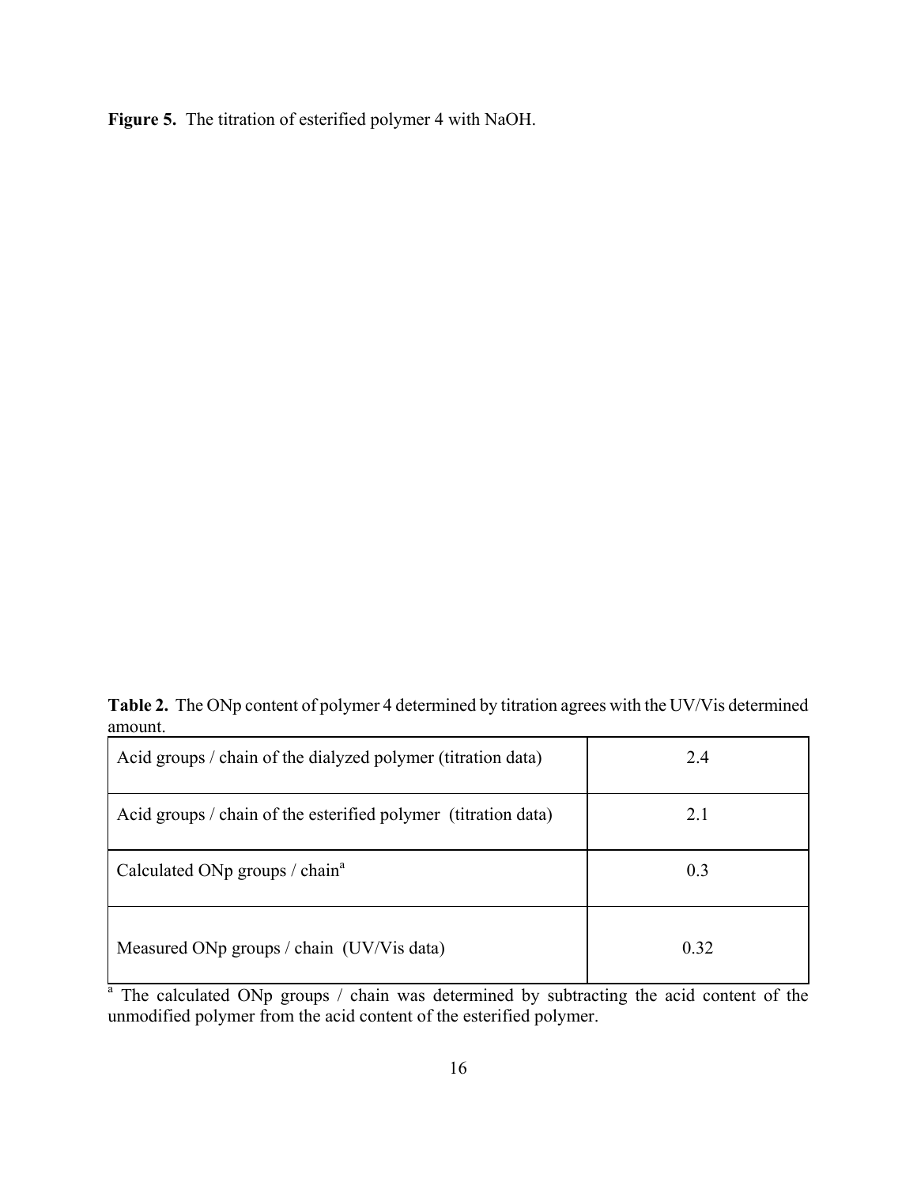**Figure 5.** The titration of esterified polymer 4 with NaOH.

**Table 2.** The ONp content of polymer 4 determined by titration agrees with the UV/Vis determined amount.

| | |
|---|---|
| Acid groups / chain of the dialyzed polymer (titration data) | 2.4 |
| Acid groups / chain of the esterified polymer (titration data) | 2.1 |
| Calculated ONp groups / chain[a] | 0.3 |
| Measured ONp groups / chain (UV/Vis data) | 0.32 |

[a] The calculated ONp groups / chain was determined by subtracting the acid content of the unmodified polymer from the acid content of the esterified polymer.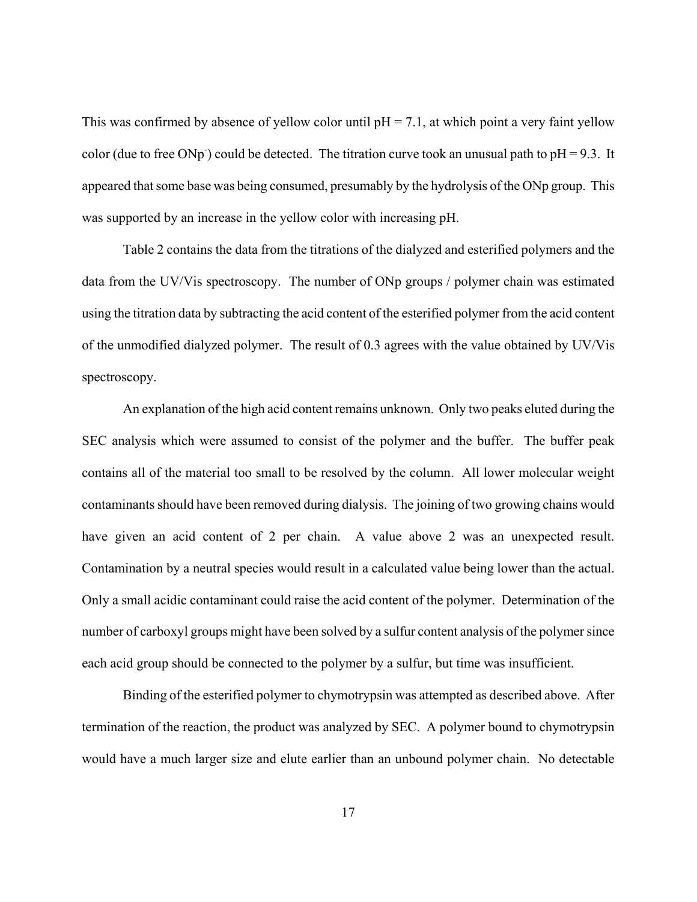This was confirmed by absence of yellow color until pH = 7.1, at which point a very faint yellow color (due to free $ONp^-$) could be detected. The titration curve took an unusual path to pH = 9.3. It appeared that some base was being consumed, presumably by the hydrolysis of the ONp group. This was supported by an increase in the yellow color with increasing pH.

Table 2 contains the data from the titrations of the dialyzed and esterified polymers and the data from the UV/Vis spectroscopy. The number of ONp groups / polymer chain was estimated using the titration data by subtracting the acid content of the esterified polymer from the acid content of the unmodified dialyzed polymer. The result of 0.3 agrees with the value obtained by UV/Vis spectroscopy.

An explanation of the high acid content remains unknown. Only two peaks eluted during the SEC analysis which were assumed to consist of the polymer and the buffer. The buffer peak contains all of the material too small to be resolved by the column. All lower molecular weight contaminants should have been removed during dialysis. The joining of two growing chains would have given an acid content of 2 per chain. A value above 2 was an unexpected result. Contamination by a neutral species would result in a calculated value being lower than the actual. Only a small acidic contaminant could raise the acid content of the polymer. Determination of the number of carboxyl groups might have been solved by a sulfur content analysis of the polymer since each acid group should be connected to the polymer by a sulfur, but time was insufficient.

Binding of the esterified polymer to chymotrypsin was attempted as described above. After termination of the reaction, the product was analyzed by SEC. A polymer bound to chymotrypsin would have a much larger size and elute earlier than an unbound polymer chain. No detectable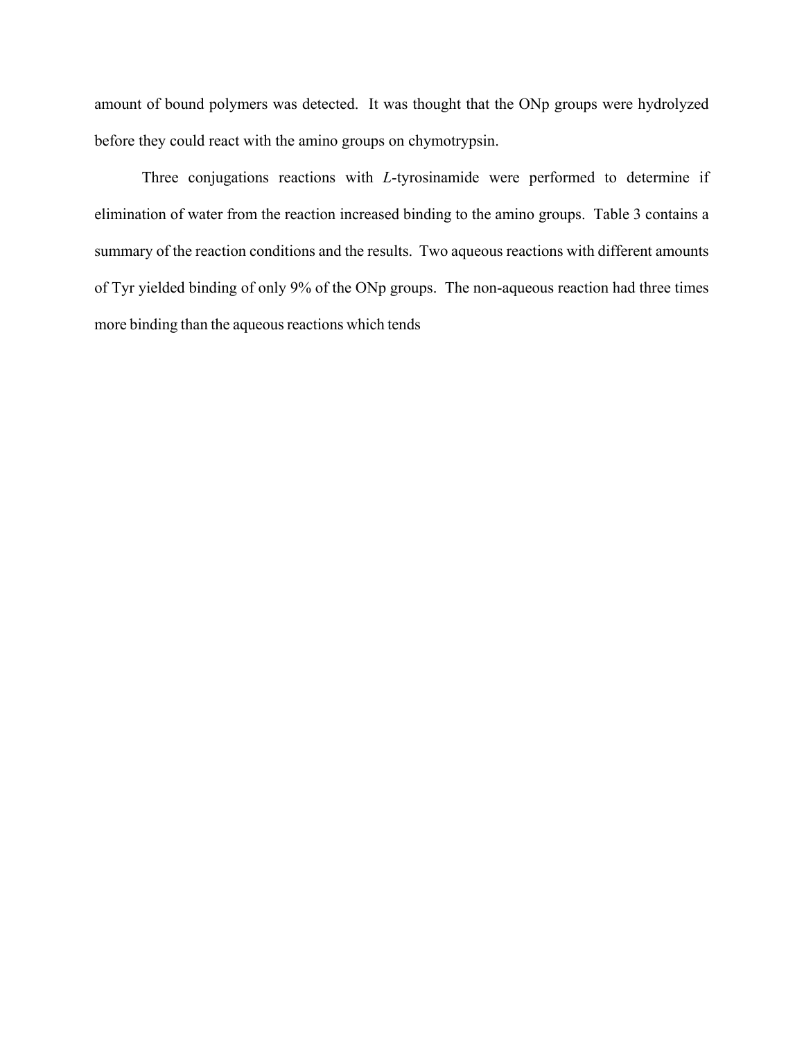amount of bound polymers was detected. It was thought that the ONp groups were hydrolyzed before they could react with the amino groups on chymotrypsin.

Three conjugations reactions with *L*-tyrosinamide were performed to determine if elimination of water from the reaction increased binding to the amino groups. Table 3 contains a summary of the reaction conditions and the results. Two aqueous reactions with different amounts of Tyr yielded binding of only 9% of the ONp groups. The non-aqueous reaction had three times more binding than the aqueous reactions which tends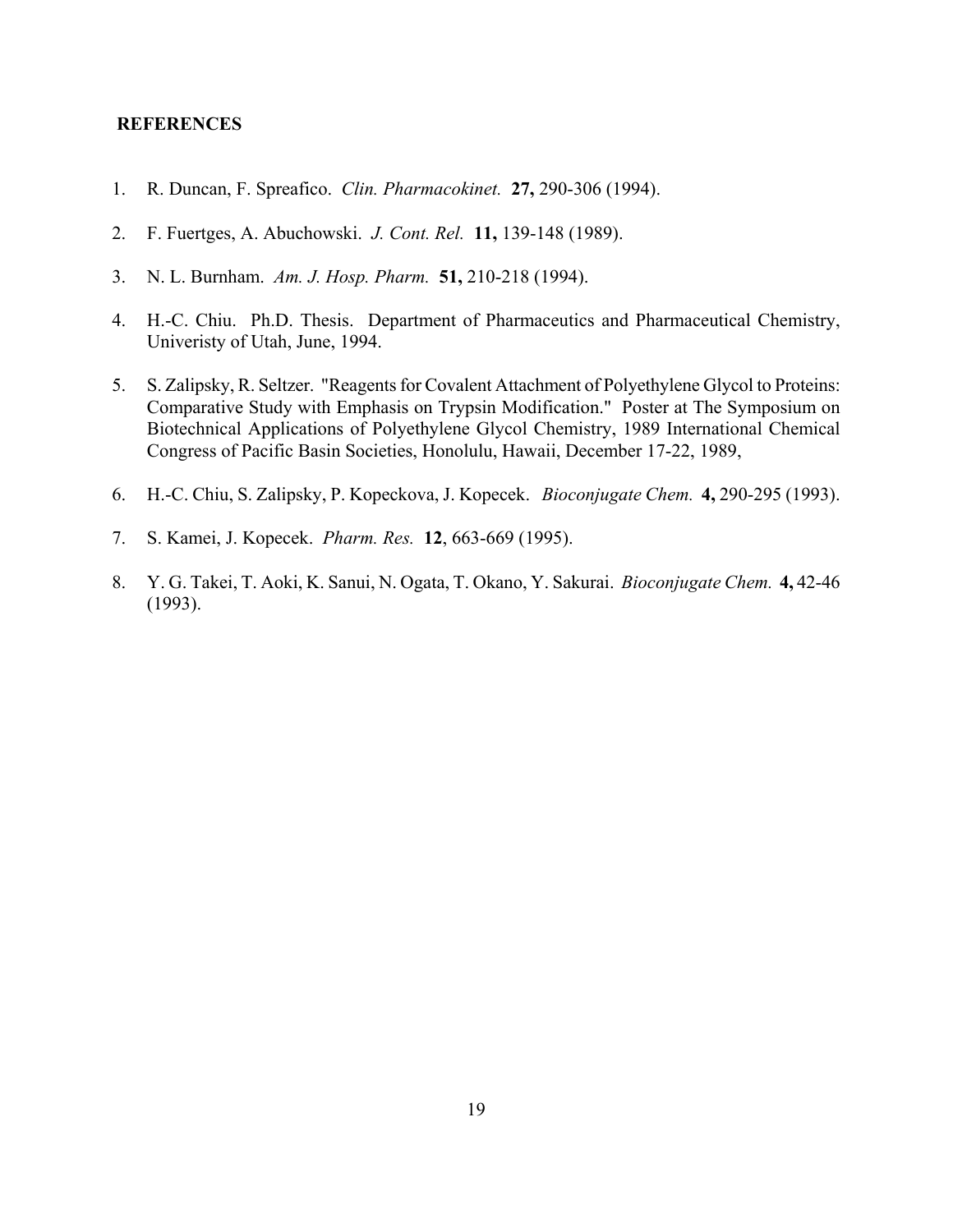**REFERENCES**

1. R. Duncan, F. Spreafico. *Clin. Pharmacokinet.* **27,** 290-306 (1994).

2. F. Fuertges, A. Abuchowski. *J. Cont. Rel.* **11,** 139-148 (1989).

3. N. L. Burnham. *Am. J. Hosp. Pharm.* **51,** 210-218 (1994).

4. H.-C. Chiu. Ph.D. Thesis. Department of Pharmaceutics and Pharmaceutical Chemistry, Univeristy of Utah, June, 1994.

5. S. Zalipsky, R. Seltzer. "Reagents for Covalent Attachment of Polyethylene Glycol to Proteins: Comparative Study with Emphasis on Trypsin Modification." Poster at The Symposium on Biotechnical Applications of Polyethylene Glycol Chemistry, 1989 International Chemical Congress of Pacific Basin Societies, Honolulu, Hawaii, December 17-22, 1989,

6. H.-C. Chiu, S. Zalipsky, P. Kopeckova, J. Kopecek. *Bioconjugate Chem.* **4,** 290-295 (1993).

7. S. Kamei, J. Kopecek. *Pharm. Res.* **12**, 663-669 (1995).

8. Y. G. Takei, T. Aoki, K. Sanui, N. Ogata, T. Okano, Y. Sakurai. *Bioconjugate Chem.* **4,** 42-46 (1993).